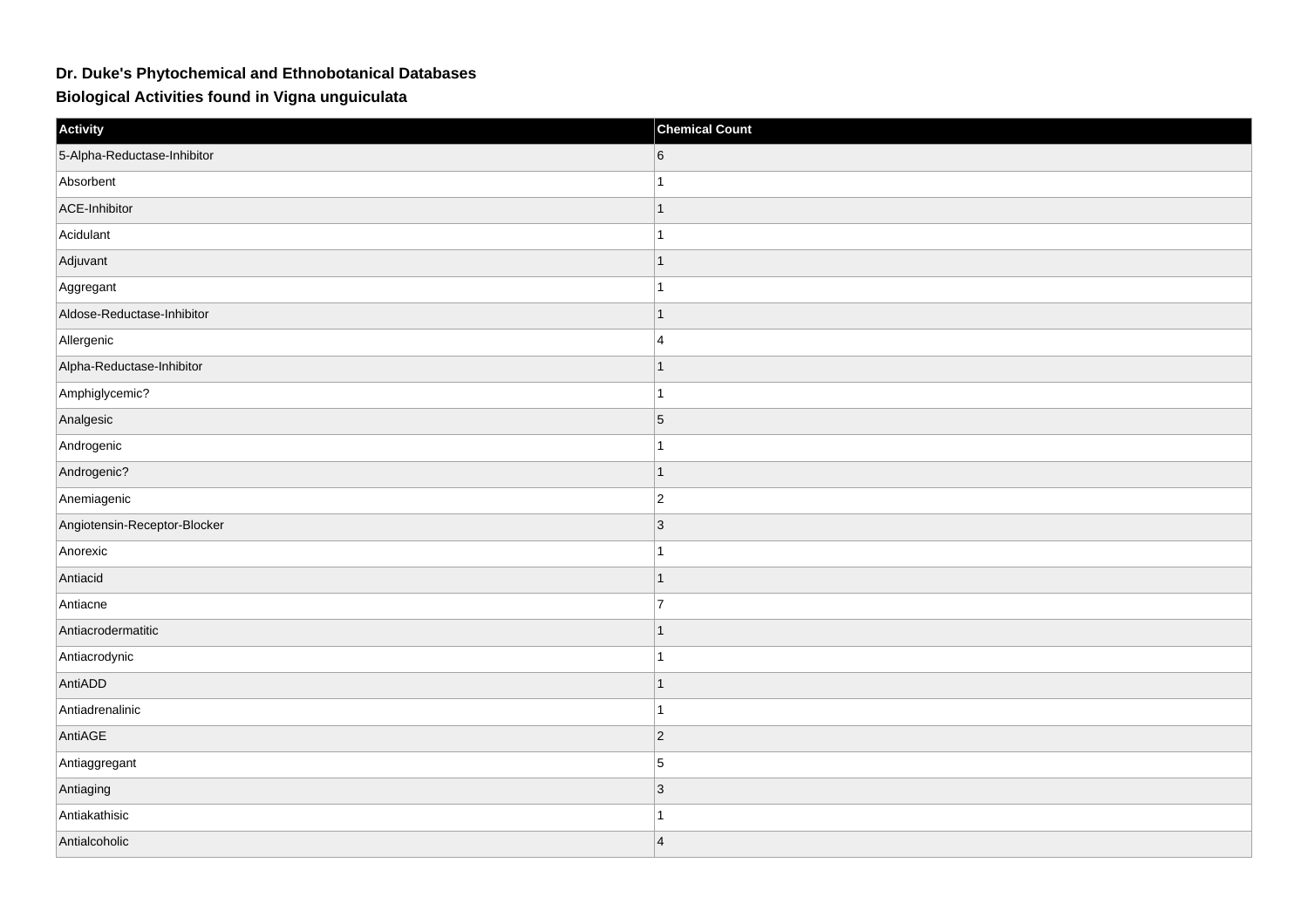# Dr. Duke's Phytochemical and Ethnobotanical Databases

## Biological Activities found in Vigna unguiculata

| Activity | Chemical Count |
| --- | --- |
| 5-Alpha-Reductase-Inhibitor | 6 |
| Absorbent | 1 |
| ACE-Inhibitor | 1 |
| Acidulant | 1 |
| Adjuvant | 1 |
| Aggregant | 1 |
| Aldose-Reductase-Inhibitor | 1 |
| Allergenic | 4 |
| Alpha-Reductase-Inhibitor | 1 |
| Amphiglycemic? | 1 |
| Analgesic | 5 |
| Androgenic | 1 |
| Androgenic? | 1 |
| Anemiagenic | 2 |
| Angiotensin-Receptor-Blocker | 3 |
| Anorexic | 1 |
| Antiacid | 1 |
| Antiacne | 7 |
| Antiacrodermatitic | 1 |
| Antiacrodynic | 1 |
| AntiADD | 1 |
| Antiadrenalinic | 1 |
| AntiAGE | 2 |
| Antiaggregant | 5 |
| Antiaging | 3 |
| Antiakathisic | 1 |
| Antialcoholic | 4 |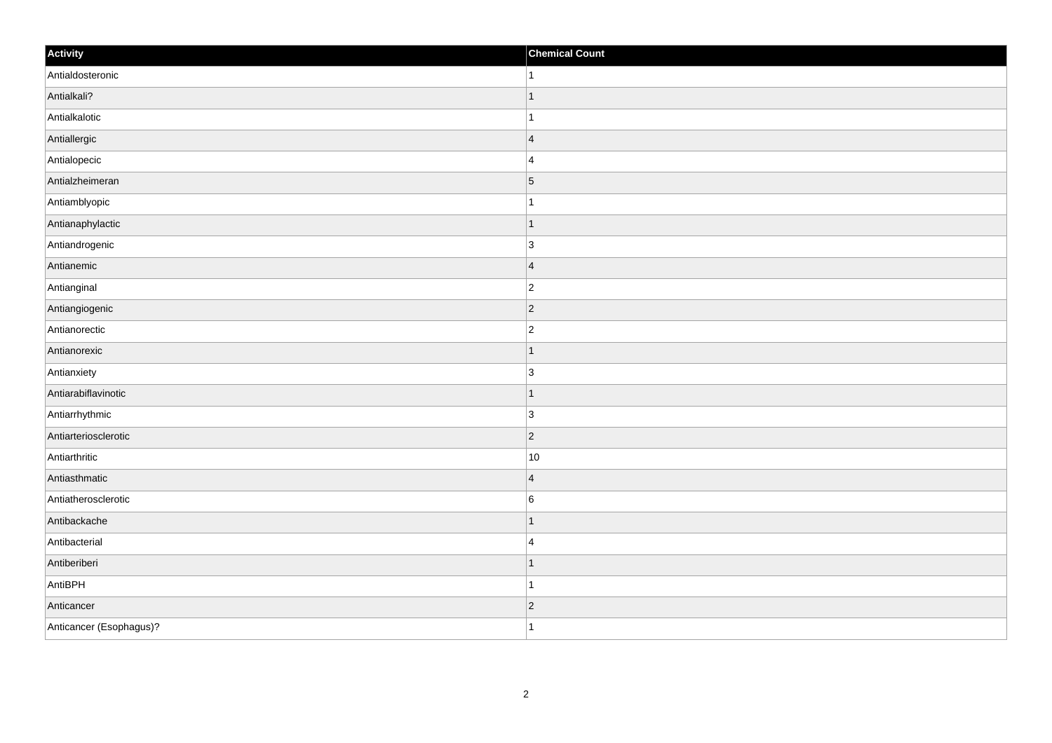| Activity | Chemical Count |
| --- | --- |
| Antialdosteronic | 1 |
| Antialkali? | 1 |
| Antialkalotic | 1 |
| Antiallergic | 4 |
| Antialopecic | 4 |
| Antialzheimeran | 5 |
| Antiamblyopic | 1 |
| Antianaphylactic | 1 |
| Antiandrogenic | 3 |
| Antianemic | 4 |
| Antianginal | 2 |
| Antiangiogenic | 2 |
| Antianorectic | 2 |
| Antianorexic | 1 |
| Antianxiety | 3 |
| Antiarabiflavinotic | 1 |
| Antiarrhythmic | 3 |
| Antiarteriosclerotic | 2 |
| Antiarthritic | 10 |
| Antiasthmatic | 4 |
| Antiatherosclerotic | 6 |
| Antibackache | 1 |
| Antibacterial | 4 |
| Antiberiberi | 1 |
| AntiBPH | 1 |
| Anticancer | 2 |
| Anticancer (Esophagus)? | 1 |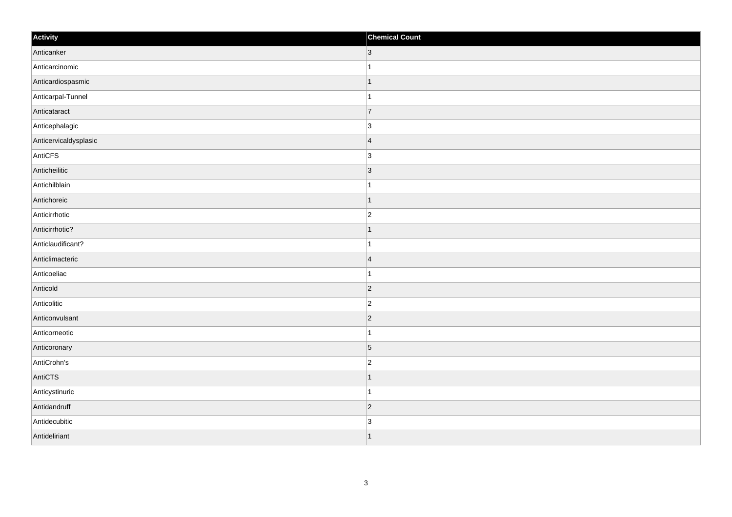| Activity | Chemical Count |
| --- | --- |
| Anticanker | 3 |
| Anticarcinomic | 1 |
| Anticardiospasmic | 1 |
| Anticarpal-Tunnel | 1 |
| Anticataract | 7 |
| Anticephalagic | 3 |
| Anticervicaldysplasic | 4 |
| AntiCFS | 3 |
| Anticheilitic | 3 |
| Antichilblain | 1 |
| Antichoreic | 1 |
| Anticirrhotic | 2 |
| Anticirrhotic? | 1 |
| Anticlaudificant? | 1 |
| Anticlimacteric | 4 |
| Anticoeliac | 1 |
| Anticold | 2 |
| Anticolitic | 2 |
| Anticonvulsant | 2 |
| Anticorneotic | 1 |
| Anticoronary | 5 |
| AntiCrohn's | 2 |
| AntiCTS | 1 |
| Anticystinuric | 1 |
| Antidandruff | 2 |
| Antidecubitic | 3 |
| Antideliriant | 1 |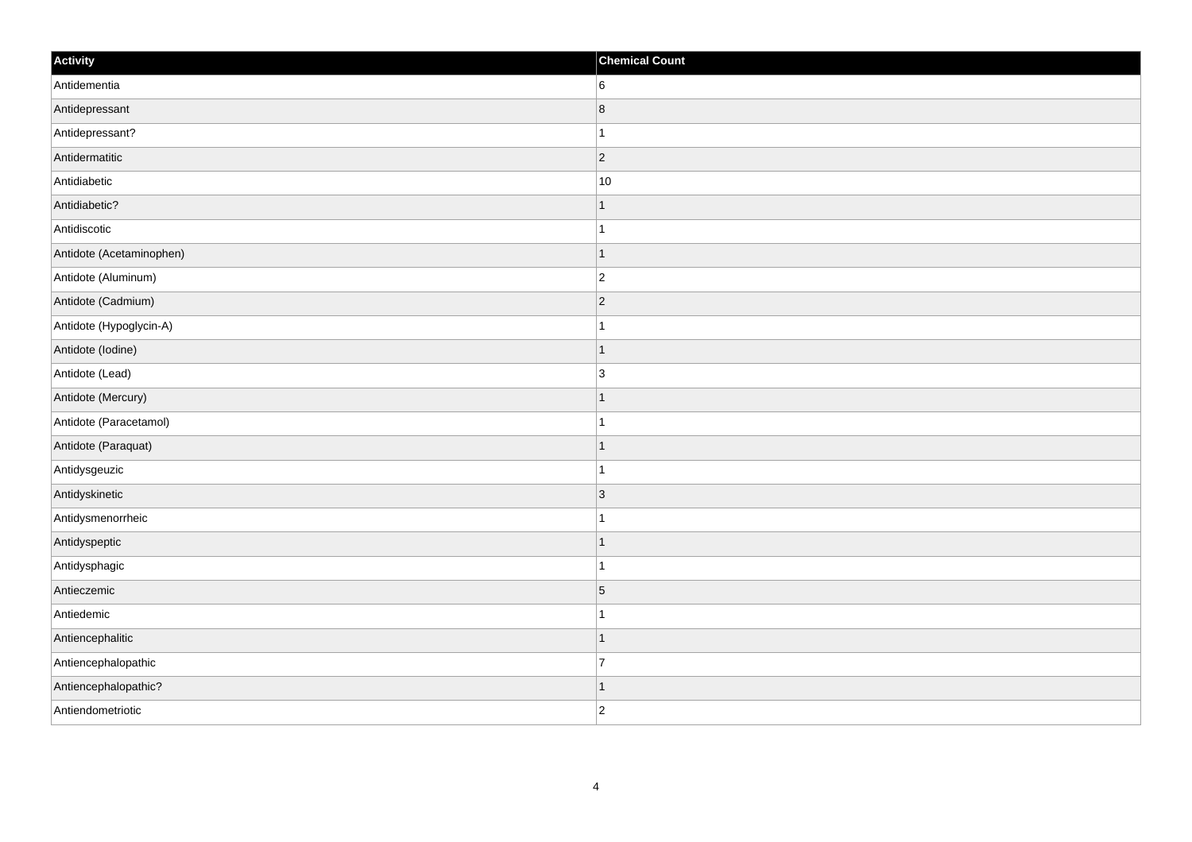| Activity | Chemical Count |
| --- | --- |
| Antidementia | 6 |
| Antidepressant | 8 |
| Antidepressant? | 1 |
| Antidermatitic | 2 |
| Antidiabetic | 10 |
| Antidiabetic? | 1 |
| Antidiscotic | 1 |
| Antidote (Acetaminophen) | 1 |
| Antidote (Aluminum) | 2 |
| Antidote (Cadmium) | 2 |
| Antidote (Hypoglycin-A) | 1 |
| Antidote (Iodine) | 1 |
| Antidote (Lead) | 3 |
| Antidote (Mercury) | 1 |
| Antidote (Paracetamol) | 1 |
| Antidote (Paraquat) | 1 |
| Antidysgeuzic | 1 |
| Antidyskinetic | 3 |
| Antidysmenorrheic | 1 |
| Antidyspeptic | 1 |
| Antidysphagic | 1 |
| Antieczemic | 5 |
| Antiedemic | 1 |
| Antiencephalitic | 1 |
| Antiencephalopathic | 7 |
| Antiencephalopathic? | 1 |
| Antiendometriotic | 2 |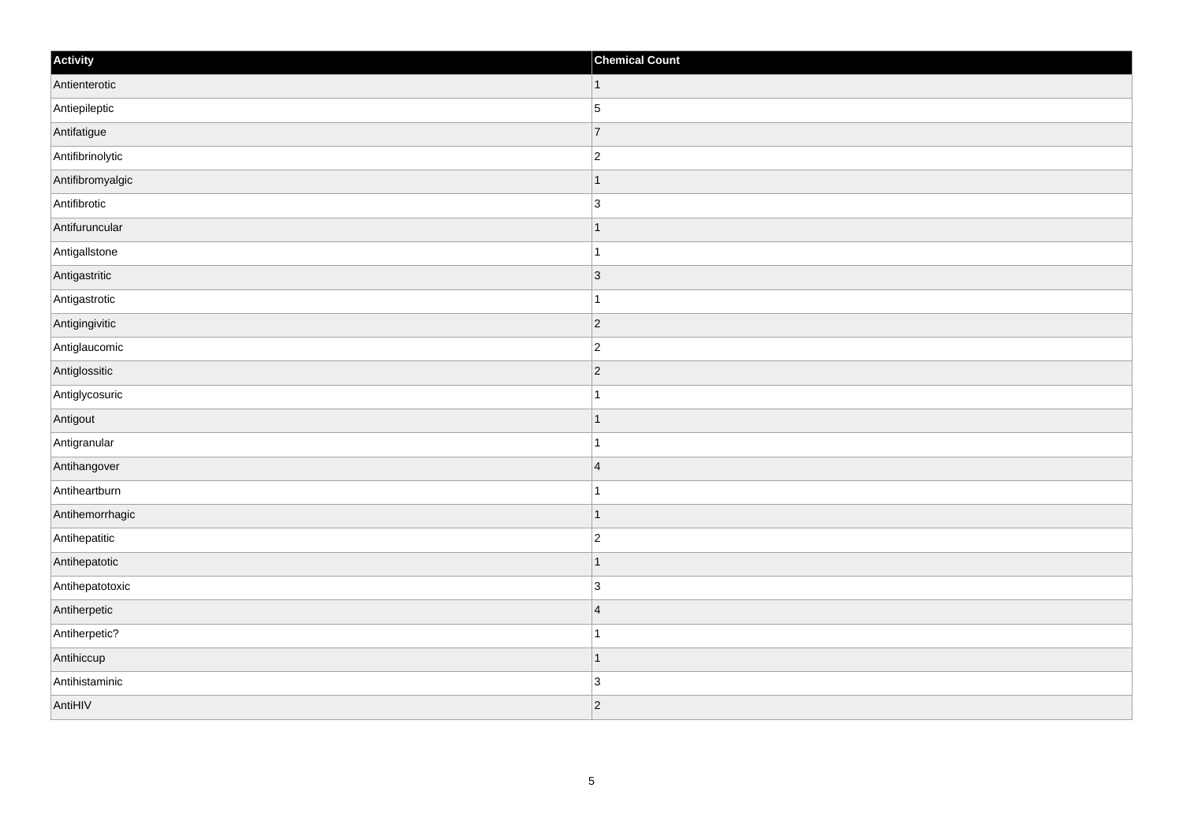| Activity | Chemical Count |
| --- | --- |
| Antienterotic | 1 |
| Antiepileptic | 5 |
| Antifatigue | 7 |
| Antifibrinolytic | 2 |
| Antifibromyalgic | 1 |
| Antifibrotic | 3 |
| Antifuruncular | 1 |
| Antigallstone | 1 |
| Antigastritic | 3 |
| Antigastrotic | 1 |
| Antigingivitic | 2 |
| Antiglaucomic | 2 |
| Antiglossitic | 2 |
| Antiglycosuric | 1 |
| Antigout | 1 |
| Antigranular | 1 |
| Antihangover | 4 |
| Antiheartburn | 1 |
| Antihemorrhagic | 1 |
| Antihepatitic | 2 |
| Antihepatotic | 1 |
| Antihepatotoxic | 3 |
| Antiherpetic | 4 |
| Antiherpetic? | 1 |
| Antihiccup | 1 |
| Antihistaminic | 3 |
| AntiHIV | 2 |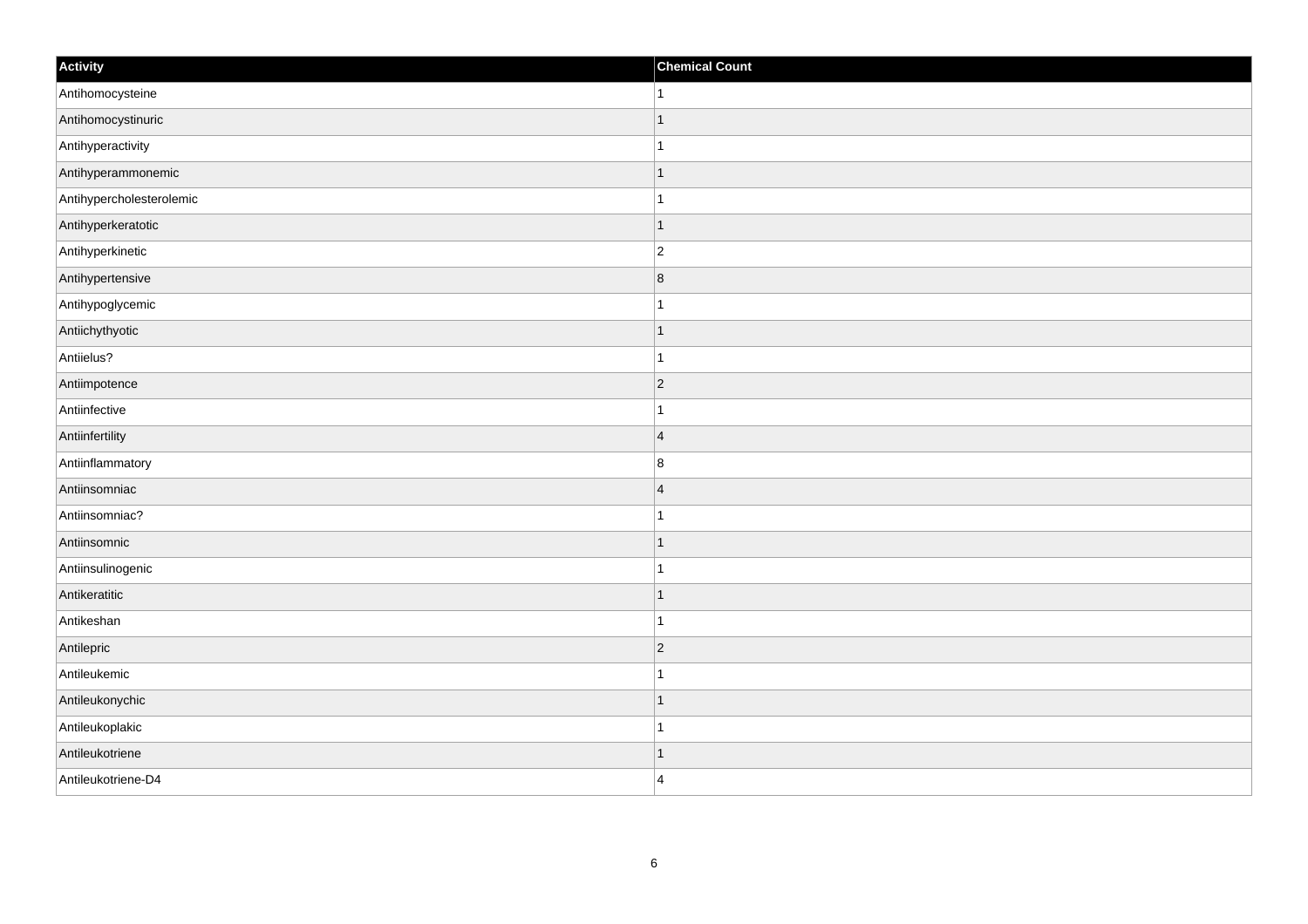| Activity | Chemical Count |
| --- | --- |
| Antihomocysteine | 1 |
| Antihomocystinuric | 1 |
| Antihyperactivity | 1 |
| Antihyperammonemic | 1 |
| Antihypercholesterolemic | 1 |
| Antihyperkeratotic | 1 |
| Antihyperkinetic | 2 |
| Antihypertensive | 8 |
| Antihypoglycemic | 1 |
| Antiichythyotic | 1 |
| Antiielus? | 1 |
| Antiimpotence | 2 |
| Antiinfective | 1 |
| Antiinfertility | 4 |
| Antiinflammatory | 8 |
| Antiinsomniac | 4 |
| Antiinsomniac? | 1 |
| Antiinsomnic | 1 |
| Antiinsulinogenic | 1 |
| Antikeratitic | 1 |
| Antikeshan | 1 |
| Antilepric | 2 |
| Antileukemic | 1 |
| Antileukonychic | 1 |
| Antileukoplakic | 1 |
| Antileukotriene | 1 |
| Antileukotriene-D4 | 4 |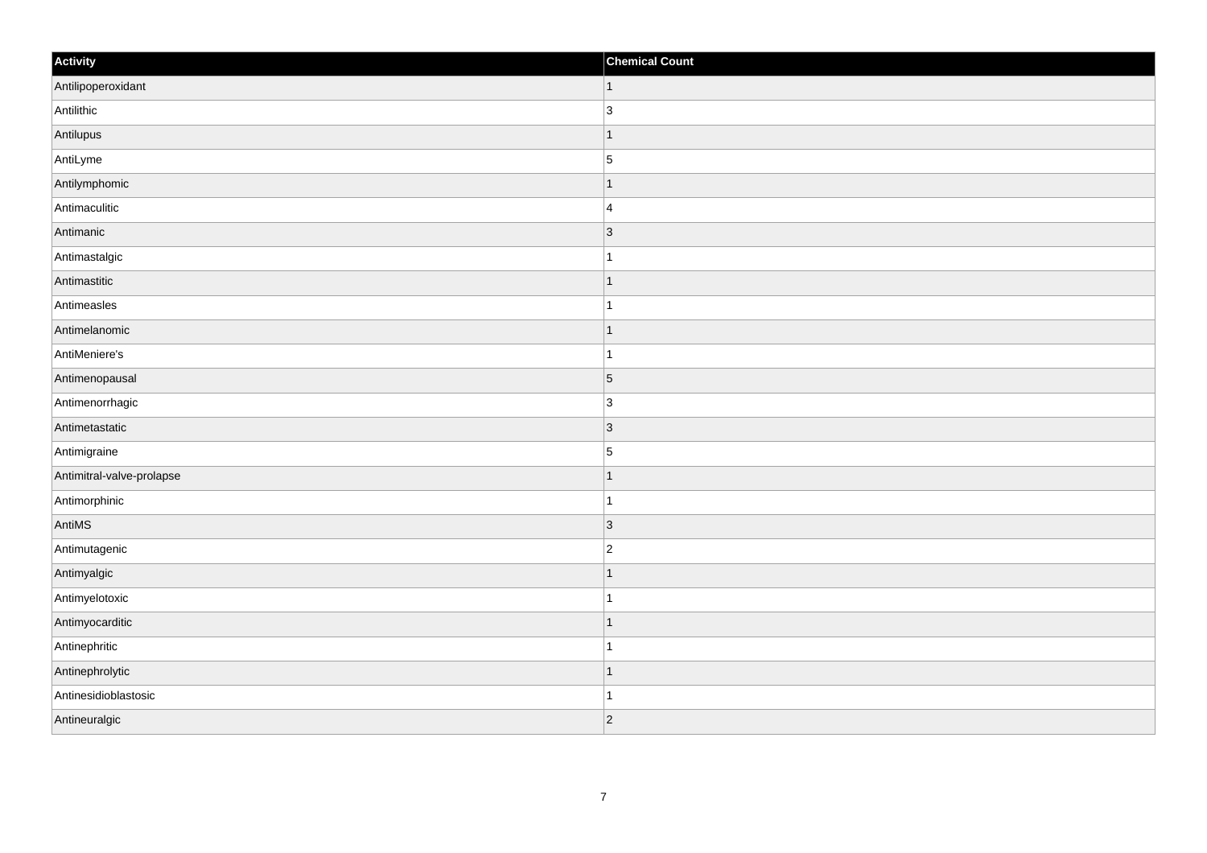| Activity | Chemical Count |
| --- | --- |
| Antilipoperoxidant | 1 |
| Antilithic | 3 |
| Antilupus | 1 |
| AntiLyme | 5 |
| Antilymphomic | 1 |
| Antimaculitic | 4 |
| Antimanic | 3 |
| Antimastalgic | 1 |
| Antimastitic | 1 |
| Antimeasles | 1 |
| Antimelanomic | 1 |
| AntiMeniere's | 1 |
| Antimenopausal | 5 |
| Antimenorrhagic | 3 |
| Antimetastatic | 3 |
| Antimigraine | 5 |
| Antimitral-valve-prolapse | 1 |
| Antimorphinic | 1 |
| AntiMS | 3 |
| Antimutagenic | 2 |
| Antimyalgic | 1 |
| Antimyelotoxic | 1 |
| Antimyocarditic | 1 |
| Antinephritic | 1 |
| Antinephrolytic | 1 |
| Antinesidioblastosic | 1 |
| Antineuralgic | 2 |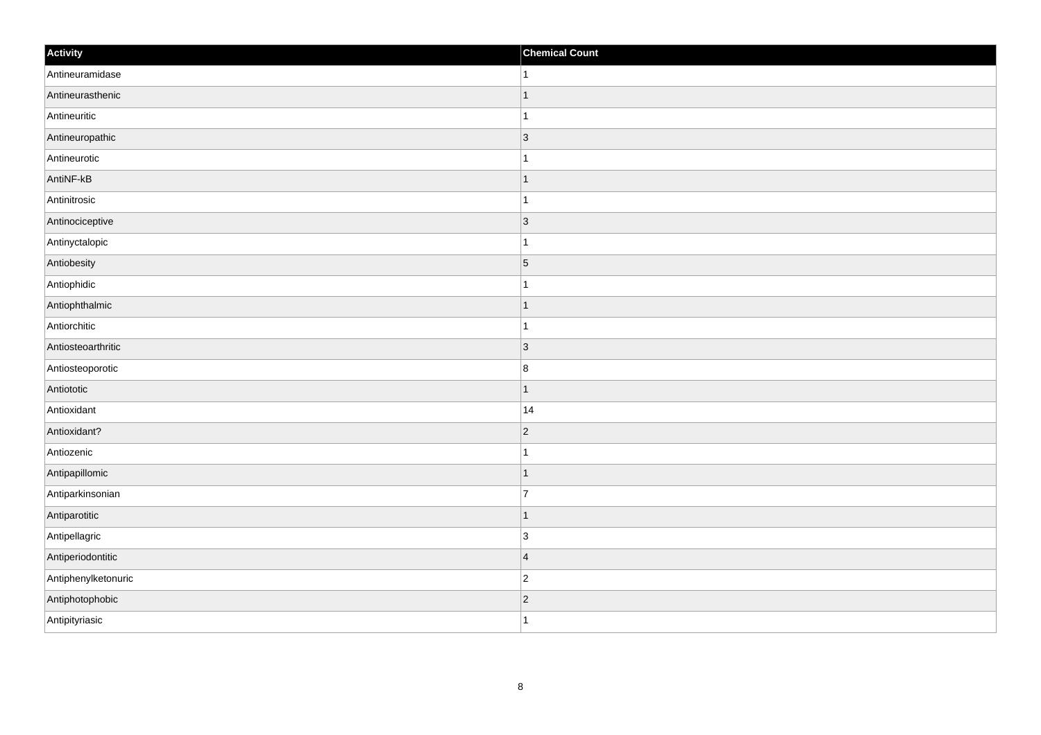| Activity | Chemical Count |
| --- | --- |
| Antineuramidase | 1 |
| Antineurasthenic | 1 |
| Antineuritic | 1 |
| Antineuropathic | 3 |
| Antineurotic | 1 |
| AntiNF-kB | 1 |
| Antinitrosic | 1 |
| Antinociceptive | 3 |
| Antinyctalopic | 1 |
| Antiobesity | 5 |
| Antiophidic | 1 |
| Antiophthalmic | 1 |
| Antiorchitic | 1 |
| Antiosteoarthritic | 3 |
| Antiosteoporotic | 8 |
| Antiototic | 1 |
| Antioxidant | 14 |
| Antioxidant? | 2 |
| Antiozenic | 1 |
| Antipapillomic | 1 |
| Antiparkinsonian | 7 |
| Antiparotitic | 1 |
| Antipellagric | 3 |
| Antiperiodontitic | 4 |
| Antiphenylketonuric | 2 |
| Antiphotophobic | 2 |
| Antipityriasic | 1 |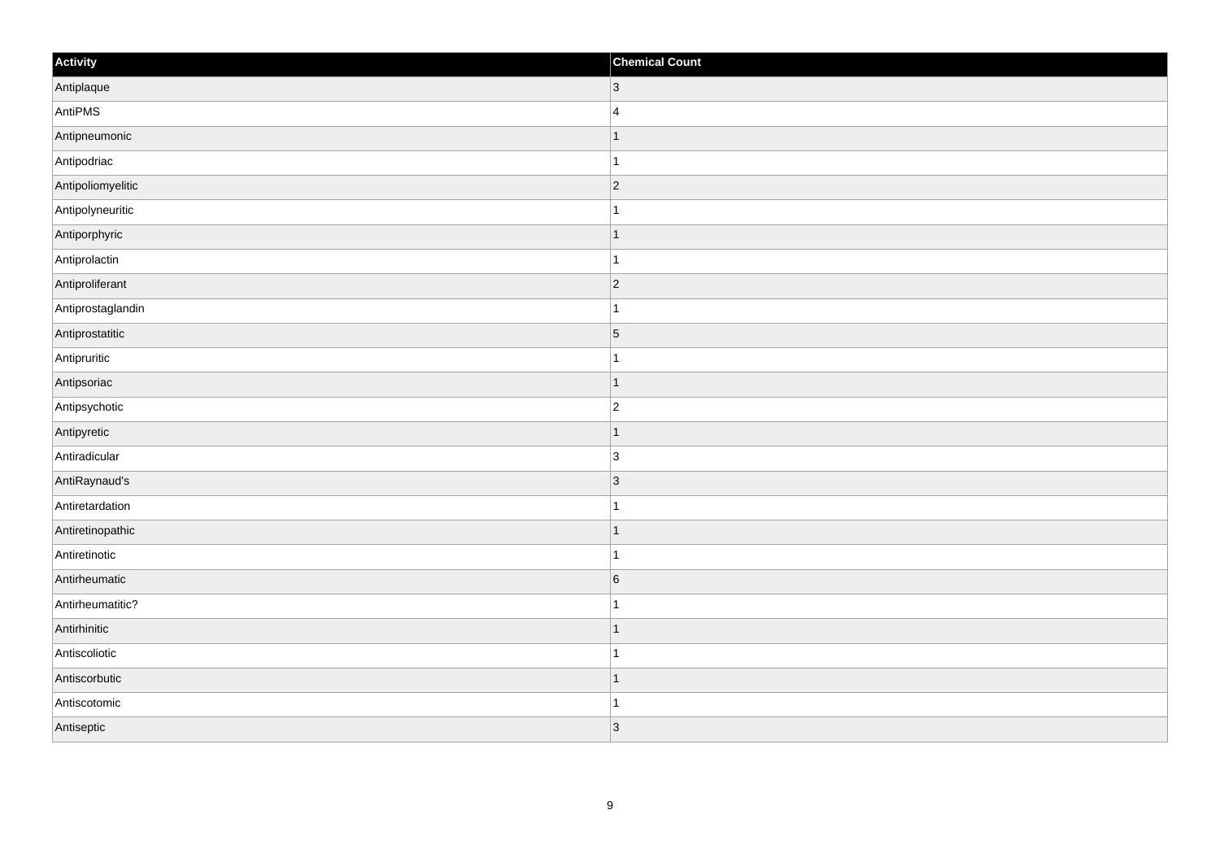| Activity | Chemical Count |
|---|---|
| Antiplaque | 3 |
| AntiPMS | 4 |
| Antipneumonic | 1 |
| Antipodriac | 1 |
| Antipoliomyelitic | 2 |
| Antipolyneuritic | 1 |
| Antiporphyric | 1 |
| Antiprolactin | 1 |
| Antiproliferant | 2 |
| Antiprostaglandin | 1 |
| Antiprostatitic | 5 |
| Antipruritic | 1 |
| Antipsoriac | 1 |
| Antipsychotic | 2 |
| Antipyretic | 1 |
| Antiradicular | 3 |
| AntiRaynaud's | 3 |
| Antiretardation | 1 |
| Antiretinopathic | 1 |
| Antiretinotic | 1 |
| Antirheumatic | 6 |
| Antirheumatitic? | 1 |
| Antirhinitic | 1 |
| Antiscoliotic | 1 |
| Antiscorbutic | 1 |
| Antiscotomic | 1 |
| Antiseptic | 3 |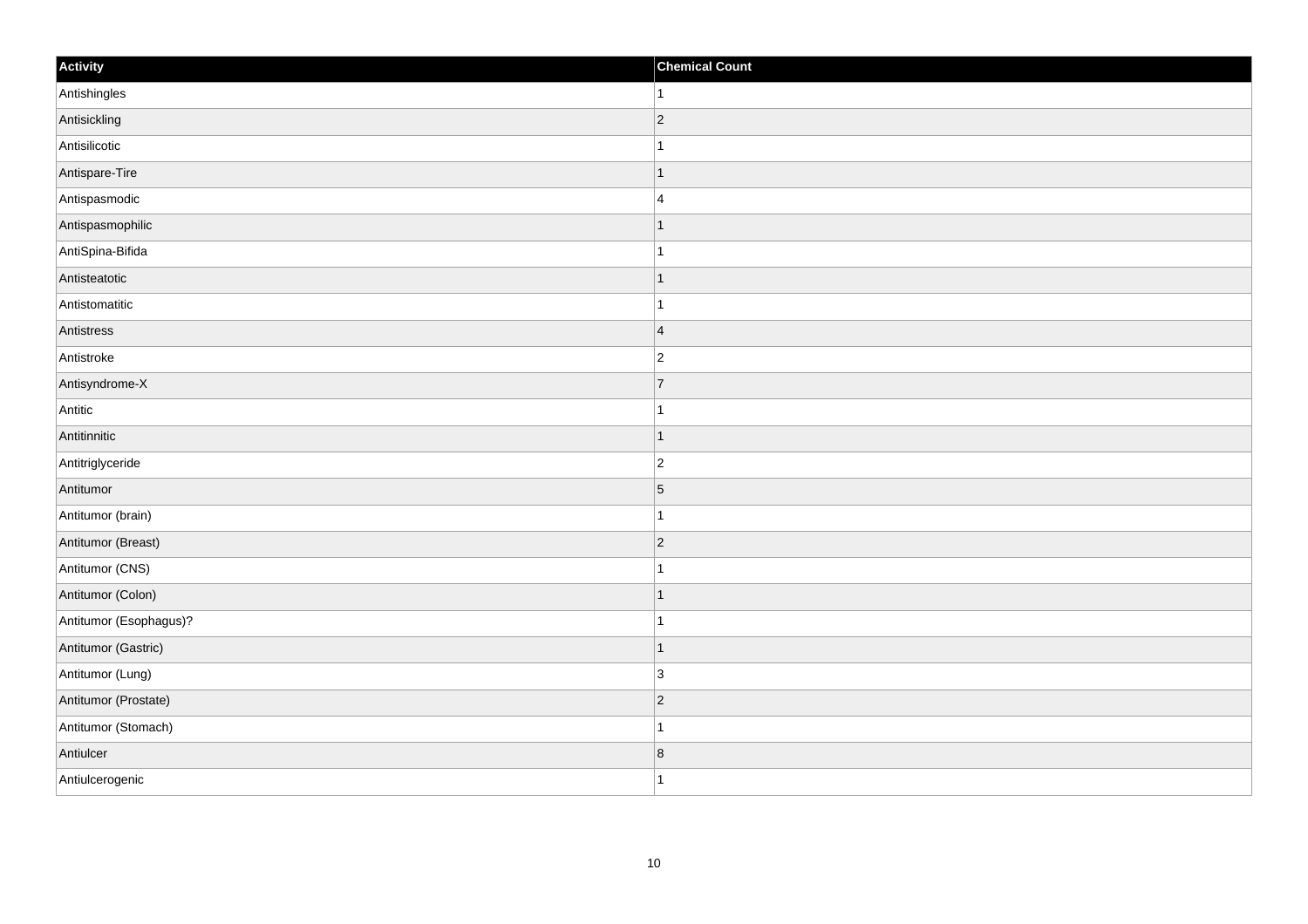| Activity | Chemical Count |
| --- | --- |
| Antishingles | 1 |
| Antisickling | 2 |
| Antisilicotic | 1 |
| Antispare-Tire | 1 |
| Antispasmodic | 4 |
| Antispasmophilic | 1 |
| AntiSpina-Bifida | 1 |
| Antisteatotic | 1 |
| Antistomatitic | 1 |
| Antistress | 4 |
| Antistroke | 2 |
| Antisyndrome-X | 7 |
| Antitic | 1 |
| Antitinnitic | 1 |
| Antitriglyceride | 2 |
| Antitumor | 5 |
| Antitumor (brain) | 1 |
| Antitumor (Breast) | 2 |
| Antitumor (CNS) | 1 |
| Antitumor (Colon) | 1 |
| Antitumor (Esophagus)? | 1 |
| Antitumor (Gastric) | 1 |
| Antitumor (Lung) | 3 |
| Antitumor (Prostate) | 2 |
| Antitumor (Stomach) | 1 |
| Antiulcer | 8 |
| Antiulcerogenic | 1 |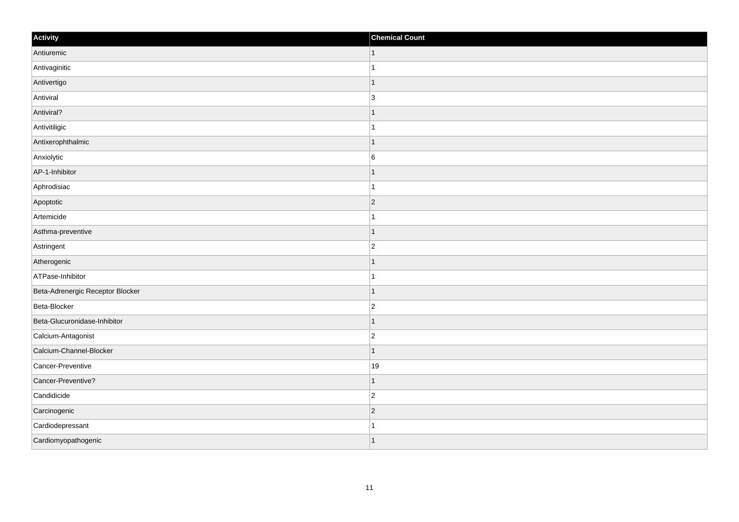| Activity | Chemical Count |
| --- | --- |
| Antiuremic | 1 |
| Antivaginitic | 1 |
| Antivertigo | 1 |
| Antiviral | 3 |
| Antiviral? | 1 |
| Antivitiligic | 1 |
| Antixerophthalmic | 1 |
| Anxiolytic | 6 |
| AP-1-Inhibitor | 1 |
| Aphrodisiac | 1 |
| Apoptotic | 2 |
| Artemicide | 1 |
| Asthma-preventive | 1 |
| Astringent | 2 |
| Atherogenic | 1 |
| ATPase-Inhibitor | 1 |
| Beta-Adrenergic Receptor Blocker | 1 |
| Beta-Blocker | 2 |
| Beta-Glucuronidase-Inhibitor | 1 |
| Calcium-Antagonist | 2 |
| Calcium-Channel-Blocker | 1 |
| Cancer-Preventive | 19 |
| Cancer-Preventive? | 1 |
| Candidicide | 2 |
| Carcinogenic | 2 |
| Cardiodepressant | 1 |
| Cardiomyopathogenic | 1 |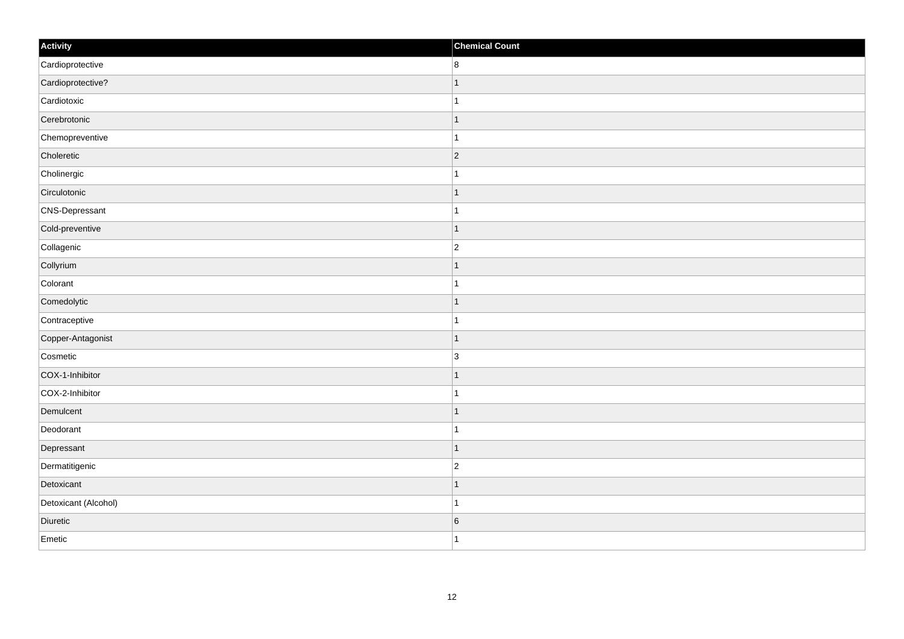| Activity | Chemical Count |
| --- | --- |
| Cardioprotective | 8 |
| Cardioprotective? | 1 |
| Cardiotoxic | 1 |
| Cerebrotonic | 1 |
| Chemopreventive | 1 |
| Choleretic | 2 |
| Cholinergic | 1 |
| Circulotonic | 1 |
| CNS-Depressant | 1 |
| Cold-preventive | 1 |
| Collagenic | 2 |
| Collyrium | 1 |
| Colorant | 1 |
| Comedolytic | 1 |
| Contraceptive | 1 |
| Copper-Antagonist | 1 |
| Cosmetic | 3 |
| COX-1-Inhibitor | 1 |
| COX-2-Inhibitor | 1 |
| Demulcent | 1 |
| Deodorant | 1 |
| Depressant | 1 |
| Dermatitigenic | 2 |
| Detoxicant | 1 |
| Detoxicant (Alcohol) | 1 |
| Diuretic | 6 |
| Emetic | 1 |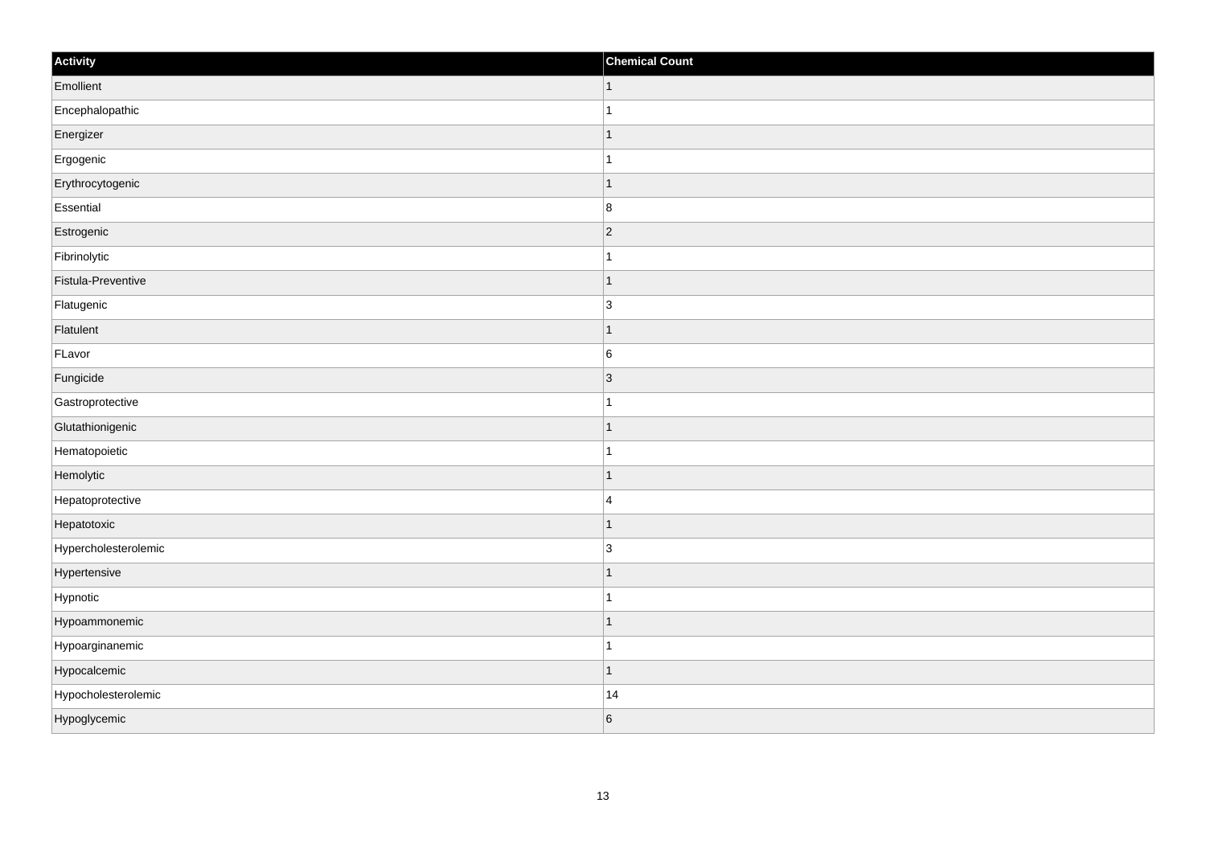| Activity | Chemical Count |
| --- | --- |
| Emollient | 1 |
| Encephalopathic | 1 |
| Energizer | 1 |
| Ergogenic | 1 |
| Erythrocytogenic | 1 |
| Essential | 8 |
| Estrogenic | 2 |
| Fibrinolytic | 1 |
| Fistula-Preventive | 1 |
| Flatugenic | 3 |
| Flatulent | 1 |
| FLavor | 6 |
| Fungicide | 3 |
| Gastroprotective | 1 |
| Glutathionigenic | 1 |
| Hematopoietic | 1 |
| Hemolytic | 1 |
| Hepatoprotective | 4 |
| Hepatotoxic | 1 |
| Hypercholesterolemic | 3 |
| Hypertensive | 1 |
| Hypnotic | 1 |
| Hypoammonemic | 1 |
| Hypoarginanemic | 1 |
| Hypocalcemic | 1 |
| Hypocholesterolemic | 14 |
| Hypoglycemic | 6 |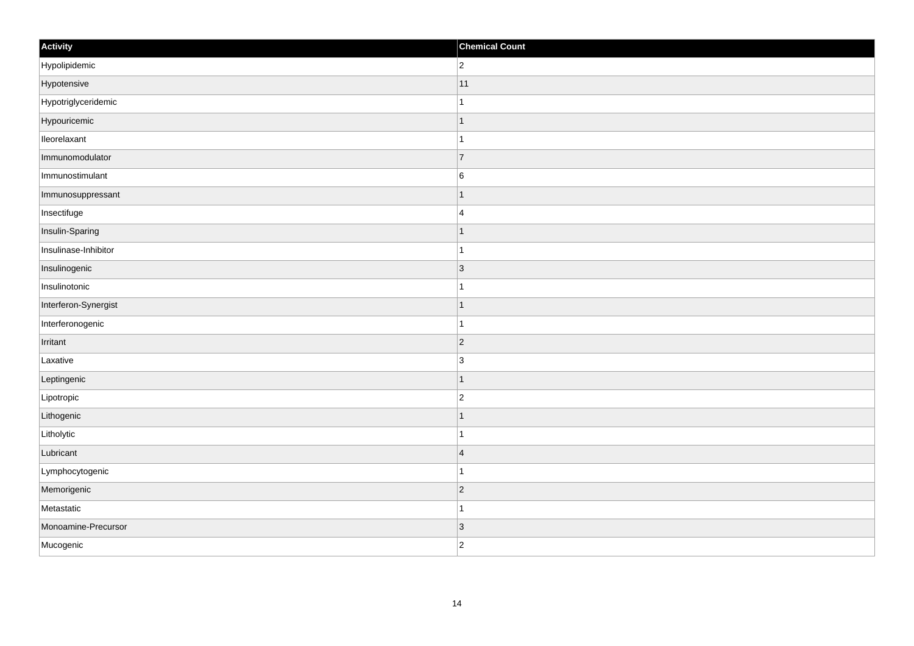| Activity | Chemical Count |
| --- | --- |
| Hypolipidemic | 2 |
| Hypotensive | 11 |
| Hypotriglyceridemic | 1 |
| Hypouricemic | 1 |
| Ileorelaxant | 1 |
| Immunomodulator | 7 |
| Immunostimulant | 6 |
| Immunosuppressant | 1 |
| Insectifuge | 4 |
| Insulin-Sparing | 1 |
| Insulinase-Inhibitor | 1 |
| Insulinogenic | 3 |
| Insulinotonic | 1 |
| Interferon-Synergist | 1 |
| Interferonogenic | 1 |
| Irritant | 2 |
| Laxative | 3 |
| Leptingenic | 1 |
| Lipotropic | 2 |
| Lithogenic | 1 |
| Litholytic | 1 |
| Lubricant | 4 |
| Lymphocytogenic | 1 |
| Memorigenic | 2 |
| Metastatic | 1 |
| Monoamine-Precursor | 3 |
| Mucogenic | 2 |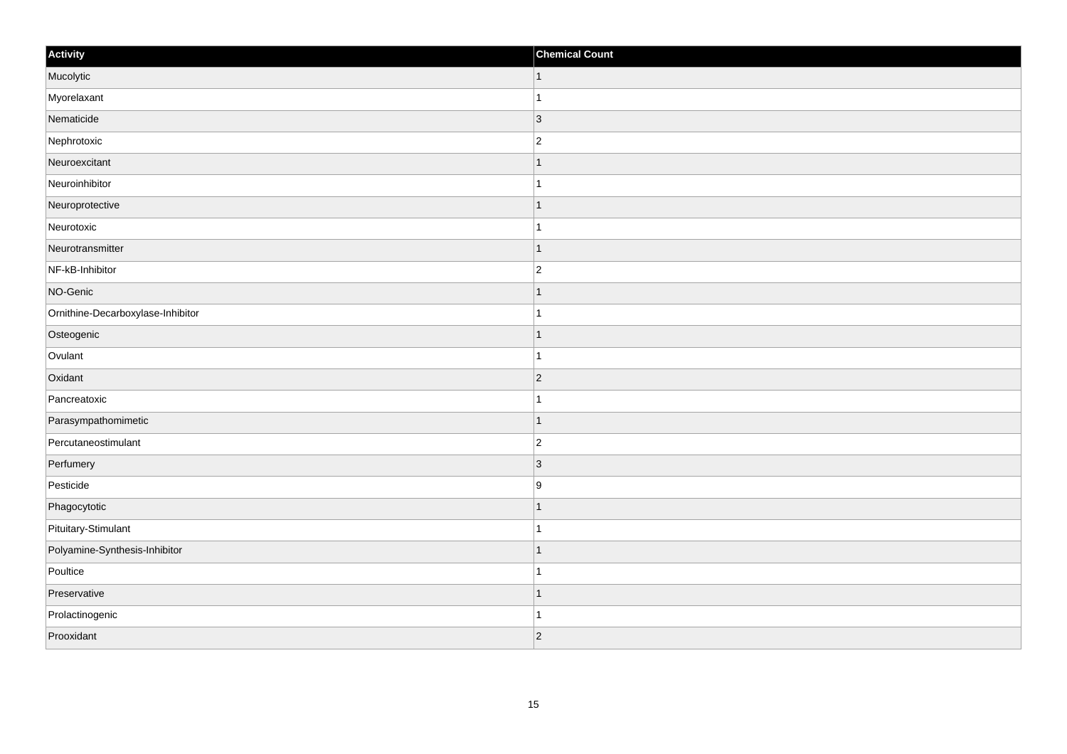| Activity | Chemical Count |
| --- | --- |
| Mucolytic | 1 |
| Myorelaxant | 1 |
| Nematicide | 3 |
| Nephrotoxic | 2 |
| Neuroexcitant | 1 |
| Neuroinhibitor | 1 |
| Neuroprotective | 1 |
| Neurotoxic | 1 |
| Neurotransmitter | 1 |
| NF-kB-Inhibitor | 2 |
| NO-Genic | 1 |
| Ornithine-Decarboxylase-Inhibitor | 1 |
| Osteogenic | 1 |
| Ovulant | 1 |
| Oxidant | 2 |
| Pancreatoxic | 1 |
| Parasympathomimetic | 1 |
| Percutaneostimulant | 2 |
| Perfumery | 3 |
| Pesticide | 9 |
| Phagocytotic | 1 |
| Pituitary-Stimulant | 1 |
| Polyamine-Synthesis-Inhibitor | 1 |
| Poultice | 1 |
| Preservative | 1 |
| Prolactinogenic | 1 |
| Prooxidant | 2 |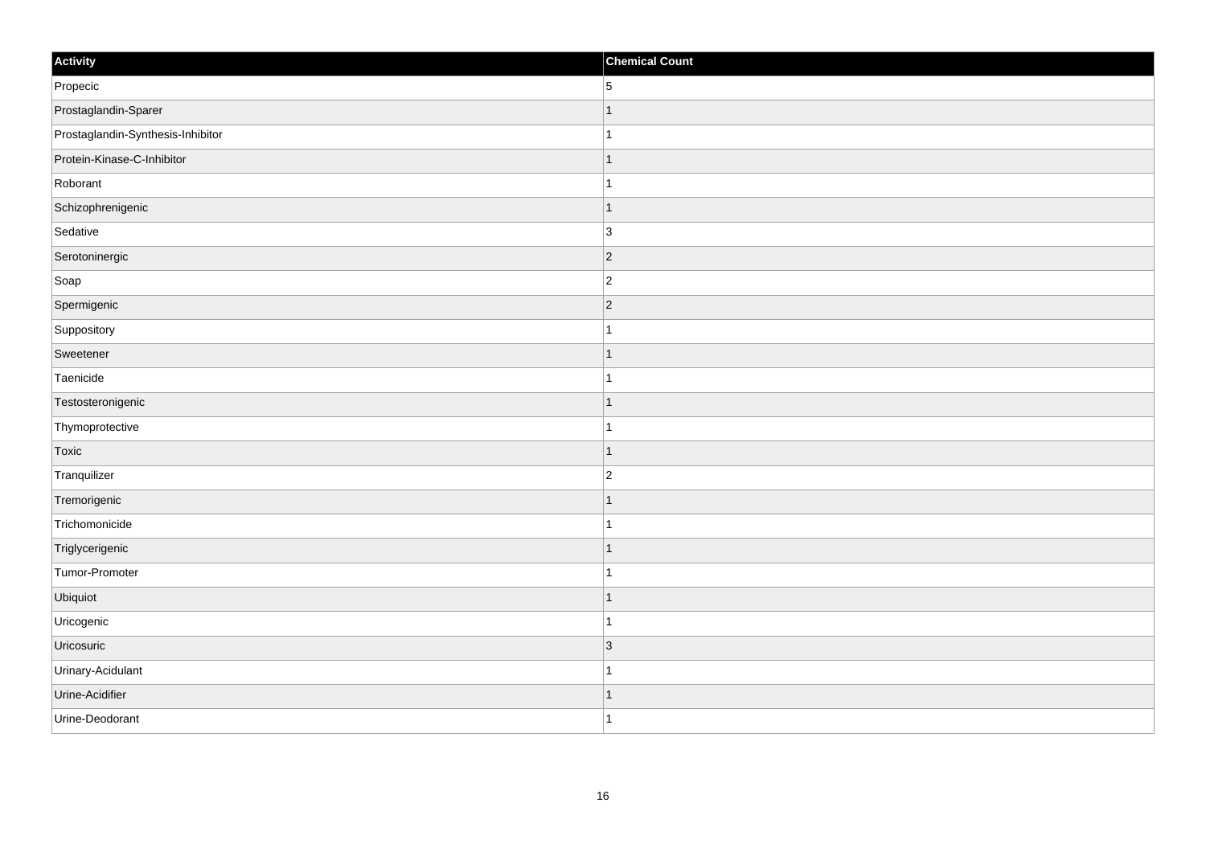| Activity | Chemical Count |
| --- | --- |
| Propecic | 5 |
| Prostaglandin-Sparer | 1 |
| Prostaglandin-Synthesis-Inhibitor | 1 |
| Protein-Kinase-C-Inhibitor | 1 |
| Roborant | 1 |
| Schizophrenigenic | 1 |
| Sedative | 3 |
| Serotoninergic | 2 |
| Soap | 2 |
| Spermigenic | 2 |
| Suppository | 1 |
| Sweetener | 1 |
| Taenicide | 1 |
| Testosteronigenic | 1 |
| Thymoprotective | 1 |
| Toxic | 1 |
| Tranquilizer | 2 |
| Tremorigenic | 1 |
| Trichomonicide | 1 |
| Triglycerigenic | 1 |
| Tumor-Promoter | 1 |
| Ubiquiot | 1 |
| Uricogenic | 1 |
| Uricosuric | 3 |
| Urinary-Acidulant | 1 |
| Urine-Acidifier | 1 |
| Urine-Deodorant | 1 |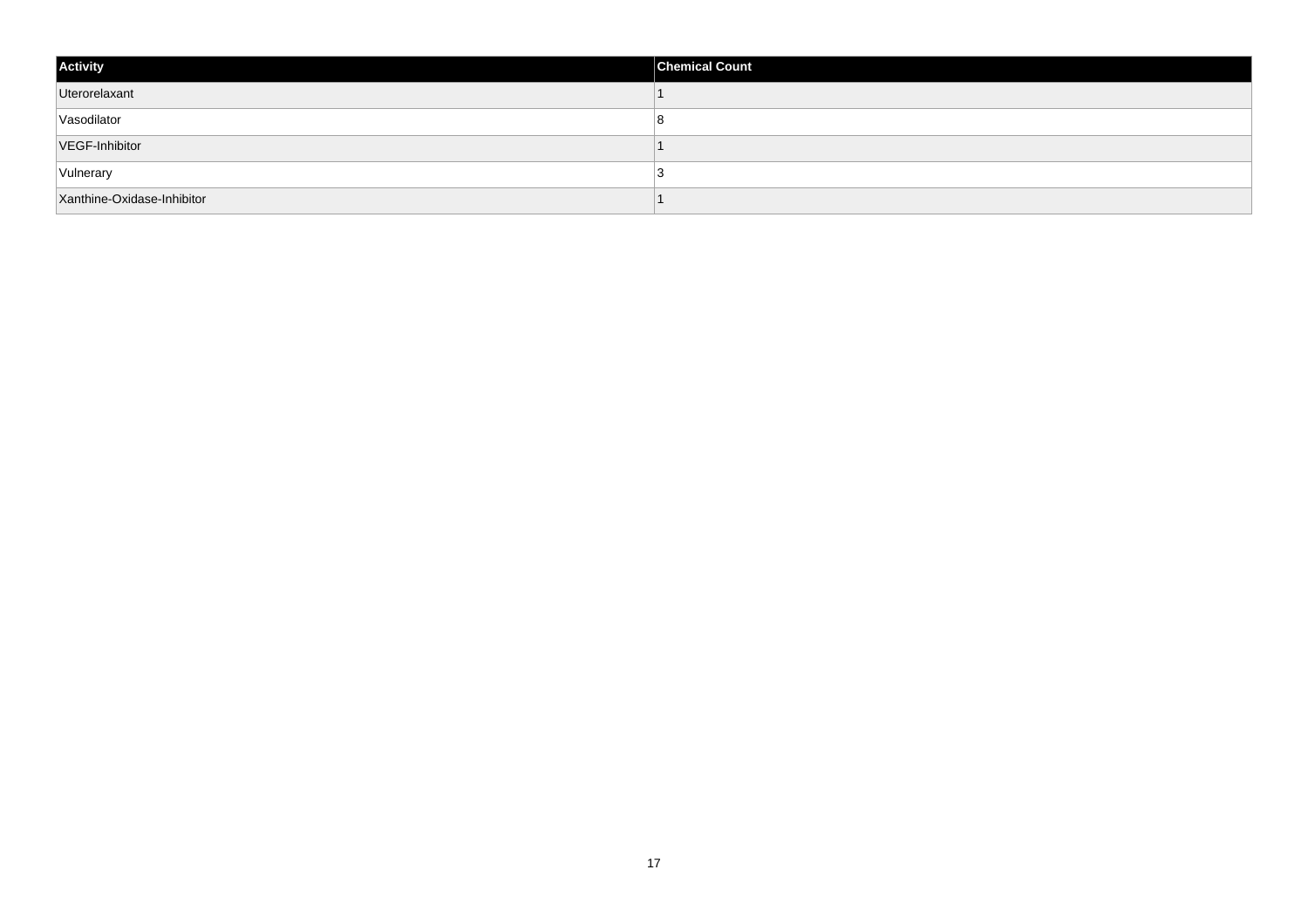| Activity | Chemical Count |
| --- | --- |
| Uterorelaxant | 1 |
| Vasodilator | 8 |
| VEGF-Inhibitor | 1 |
| Vulnerary | 3 |
| Xanthine-Oxidase-Inhibitor | 1 |